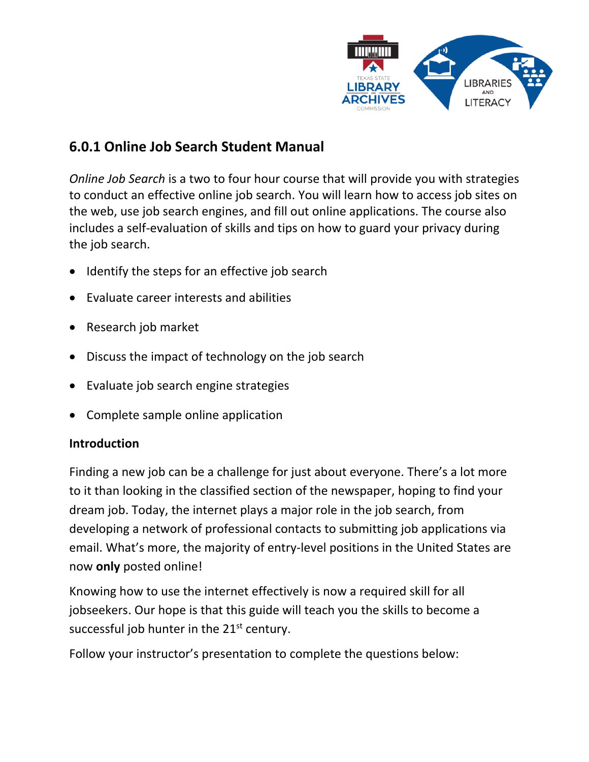## 6.0.1 Online Job Search Student Manual

*Online Job Search* is a two to four hour course that will provide you with strategies to conduct an effective online job search. You will learn how to access job sites on the web, use job search engines, and fill out online applications. The course also includes a self-evaluation of skills and tips on how to guard your privacy during the job search.

- Identify the steps for an effective job search
- Evaluate career interests and abilities
- Research job market
- Discuss the impact of technology on the job search
- Evaluate job search engine strategies
- Complete sample online application

### Introduction

Finding a new job can be a challenge for just about everyone. There's a lot more to it than looking in the classified section of the newspaper, hoping to find your dream job. Today, the internet plays a major role in the job search, from developing a network of professional contacts to submitting job applications via email. What's more, the majority of entry-level positions in the United States are now **only** posted online!

Knowing how to use the internet effectively is now a required skill for all jobseekers. Our hope is that this guide will teach you the skills to become a successful job hunter in the 21st century.

Follow your instructor's presentation to complete the questions below: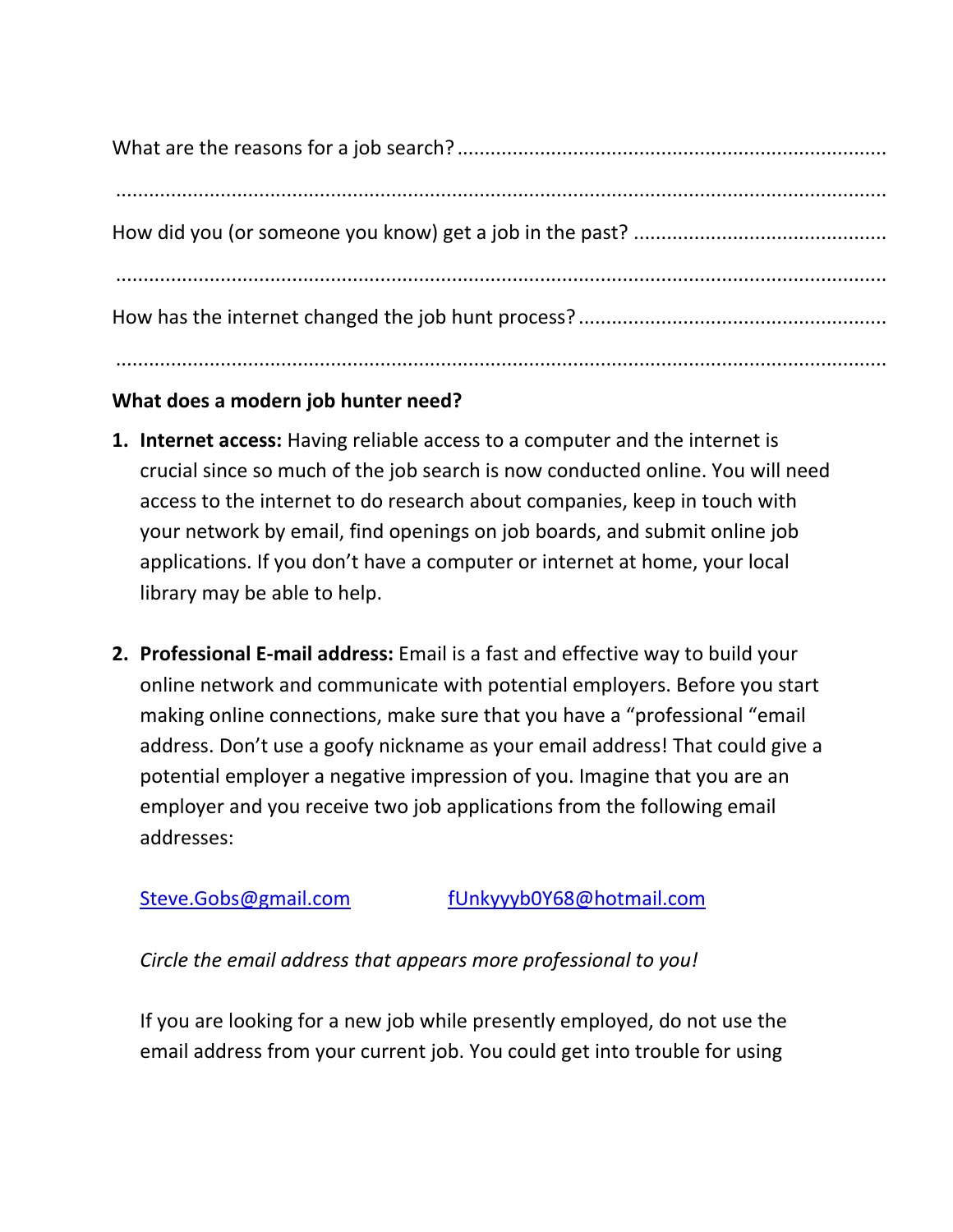What are the reasons for a job search? ..............................................................................

.......................................................................................................................................

How did you (or someone you know) get a job in the past? .............................................

.......................................................................................................................................

How has the internet changed the job hunt process? .......................................................

.......................................................................................................................................

**What does a modern job hunter need?**

1. **Internet access:** Having reliable access to a computer and the internet is crucial since so much of the job search is now conducted online. You will need access to the internet to do research about companies, keep in touch with your network by email, find openings on job boards, and submit online job applications. If you don't have a computer or internet at home, your local library may be able to help.

2. **Professional E-mail address:** Email is a fast and effective way to build your online network and communicate with potential employers. Before you start making online connections, make sure that you have a "professional "email address. Don't use a goofy nickname as your email address! That could give a potential employer a negative impression of you. Imagine that you are an employer and you receive two job applications from the following email addresses:

   Steve.Gobs@gmail.com          fUnkyyyb0Y68@hotmail.com

   *Circle the email address that appears more professional to you!*

   If you are looking for a new job while presently employed, do not use the email address from your current job. You could get into trouble for using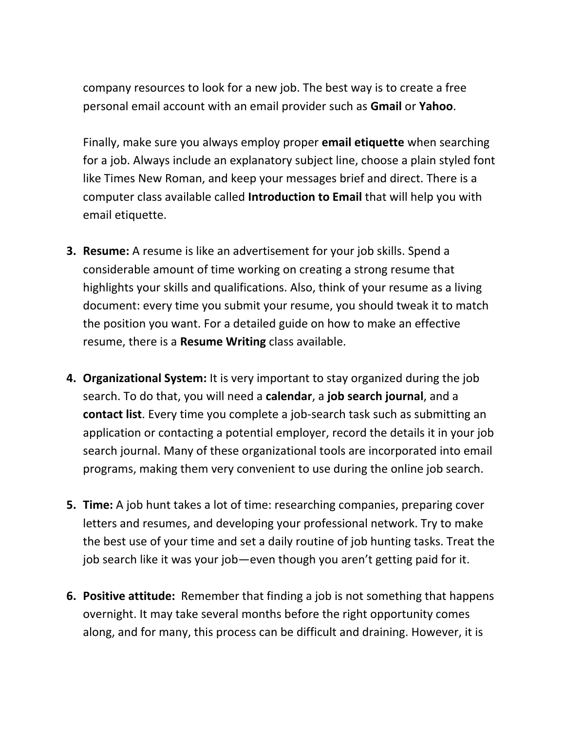company resources to look for a new job. The best way is to create a free personal email account with an email provider such as **Gmail** or **Yahoo**.

Finally, make sure you always employ proper **email etiquette** when searching for a job. Always include an explanatory subject line, choose a plain styled font like Times New Roman, and keep your messages brief and direct. There is a computer class available called **Introduction to Email** that will help you with email etiquette.

3. **Resume:** A resume is like an advertisement for your job skills. Spend a considerable amount of time working on creating a strong resume that highlights your skills and qualifications. Also, think of your resume as a living document: every time you submit your resume, you should tweak it to match the position you want. For a detailed guide on how to make an effective resume, there is a **Resume Writing** class available.

4. **Organizational System:** It is very important to stay organized during the job search. To do that, you will need a **calendar**, a **job search journal**, and a **contact list**. Every time you complete a job-search task such as submitting an application or contacting a potential employer, record the details it in your job search journal. Many of these organizational tools are incorporated into email programs, making them very convenient to use during the online job search.

5. **Time:** A job hunt takes a lot of time: researching companies, preparing cover letters and resumes, and developing your professional network. Try to make the best use of your time and set a daily routine of job hunting tasks. Treat the job search like it was your job—even though you aren't getting paid for it.

6. **Positive attitude:** Remember that finding a job is not something that happens overnight. It may take several months before the right opportunity comes along, and for many, this process can be difficult and draining. However, it is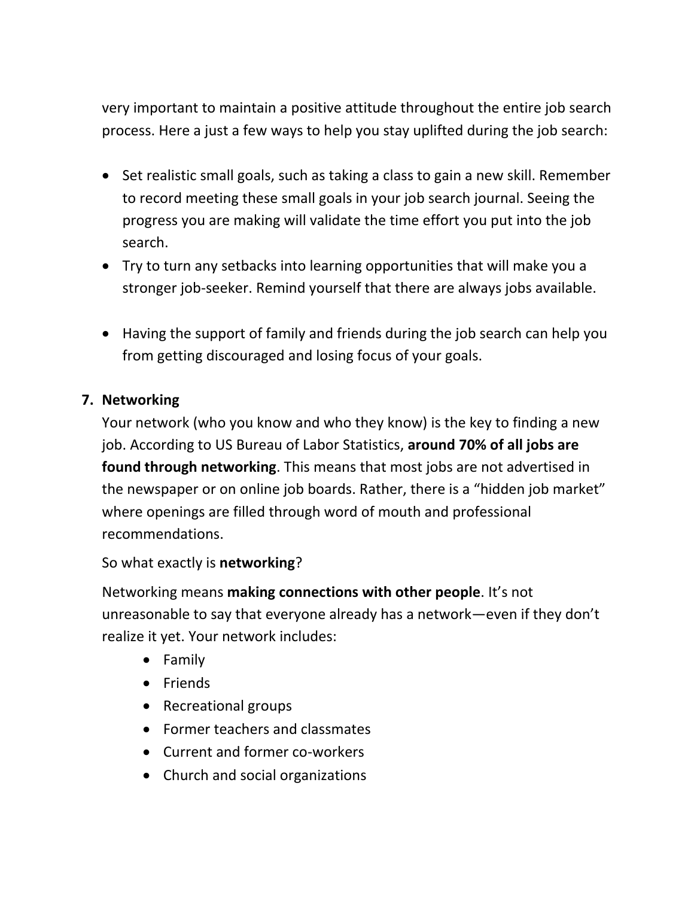very important to maintain a positive attitude throughout the entire job search process. Here a just a few ways to help you stay uplifted during the job search:

- Set realistic small goals, such as taking a class to gain a new skill. Remember to record meeting these small goals in your job search journal. Seeing the progress you are making will validate the time effort you put into the job search.
- Try to turn any setbacks into learning opportunities that will make you a stronger job-seeker. Remind yourself that there are always jobs available.
- Having the support of family and friends during the job search can help you from getting discouraged and losing focus of your goals.

7. **Networking**

Your network (who you know and who they know) is the key to finding a new job. According to US Bureau of Labor Statistics, **around 70% of all jobs are found through networking**. This means that most jobs are not advertised in the newspaper or on online job boards. Rather, there is a "hidden job market" where openings are filled through word of mouth and professional recommendations.

So what exactly is **networking**?

Networking means **making connections with other people**. It's not unreasonable to say that everyone already has a network—even if they don't realize it yet. Your network includes:

- Family
- Friends
- Recreational groups
- Former teachers and classmates
- Current and former co-workers
- Church and social organizations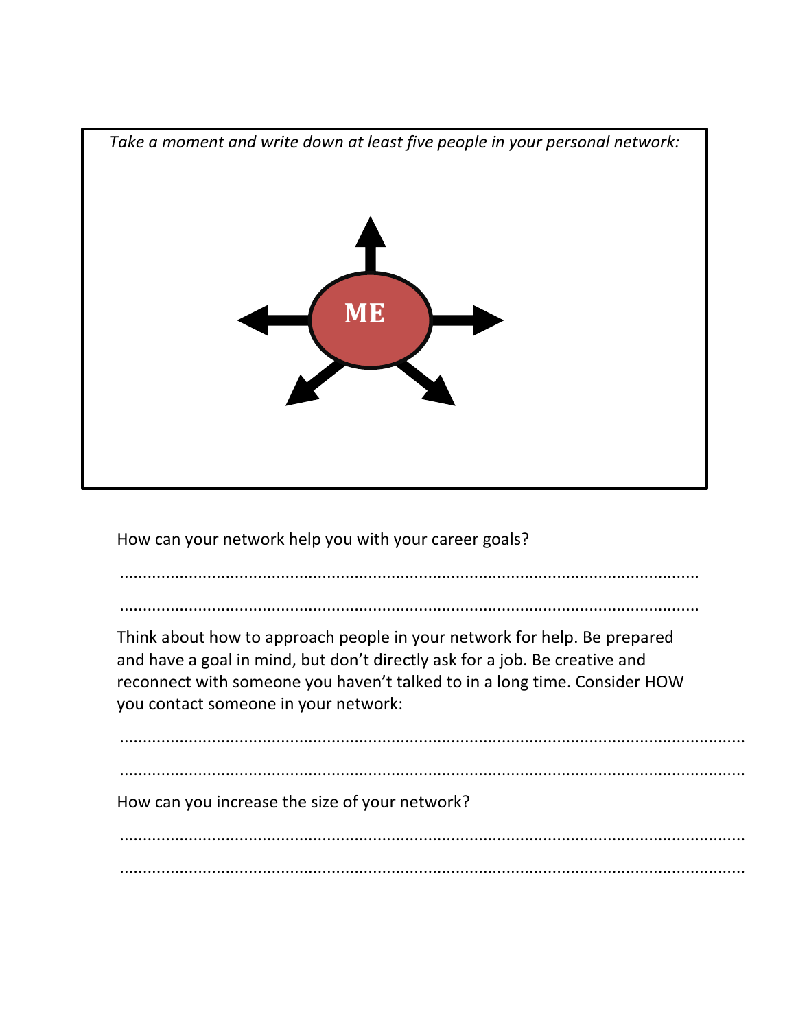*Take a moment and write down at least five people in your personal network:*

ME

How can your network help you with your career goals?

..........................................................................................................................

..........................................................................................................................

Think about how to approach people in your network for help. Be prepared and have a goal in mind, but don't directly ask for a job. Be creative and reconnect with someone you haven't talked to in a long time. Consider HOW you contact someone in your network:

..........................................................................................................................

..........................................................................................................................

How can you increase the size of your network?

..........................................................................................................................

..........................................................................................................................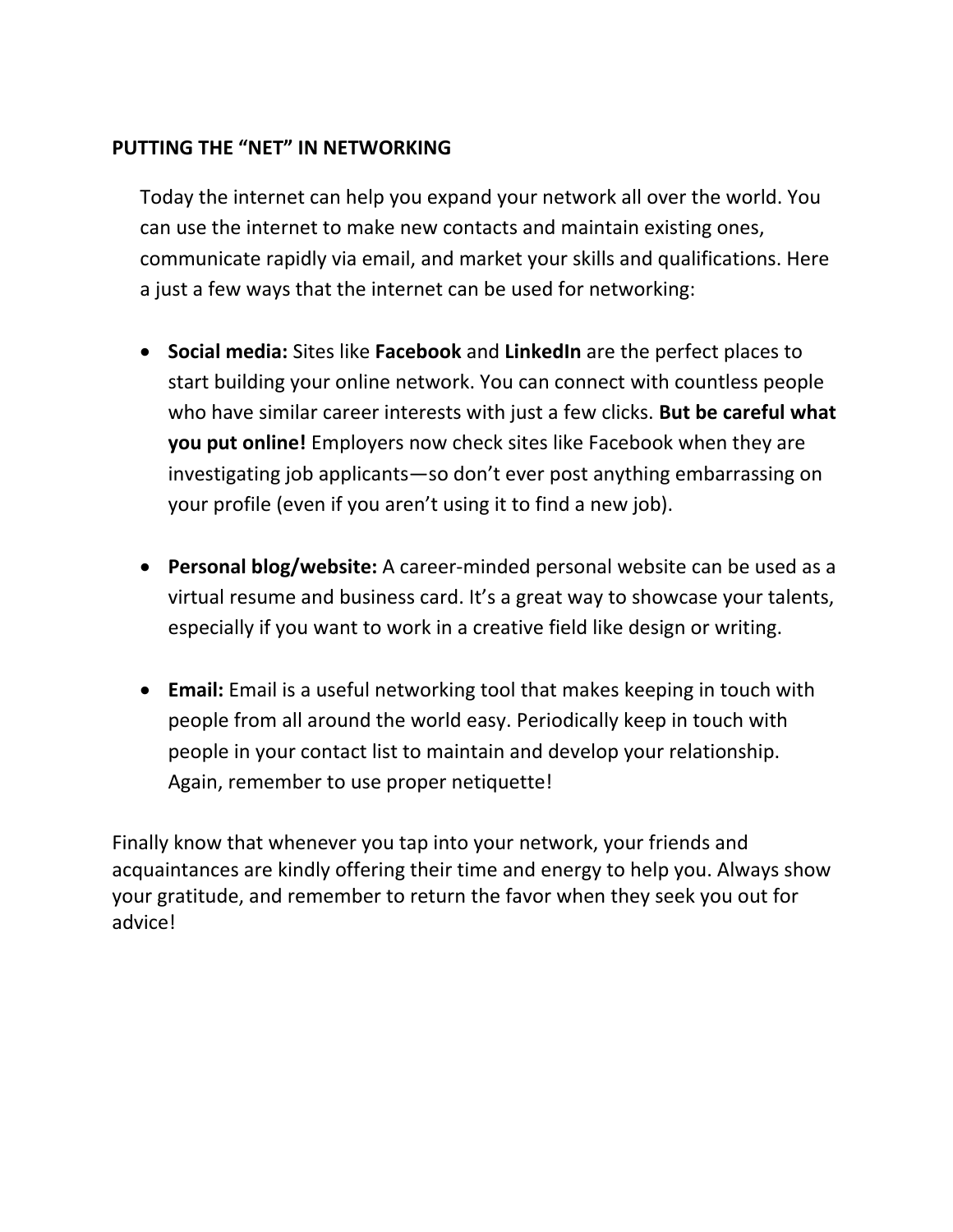**PUTTING THE "NET" IN NETWORKING**

Today the internet can help you expand your network all over the world. You can use the internet to make new contacts and maintain existing ones, communicate rapidly via email, and market your skills and qualifications. Here a just a few ways that the internet can be used for networking:

- **Social media:** Sites like **Facebook** and **LinkedIn** are the perfect places to start building your online network. You can connect with countless people who have similar career interests with just a few clicks. **But be careful what you put online!** Employers now check sites like Facebook when they are investigating job applicants—so don't ever post anything embarrassing on your profile (even if you aren't using it to find a new job).

- **Personal blog/website:** A career-minded personal website can be used as a virtual resume and business card. It's a great way to showcase your talents, especially if you want to work in a creative field like design or writing.

- **Email:** Email is a useful networking tool that makes keeping in touch with people from all around the world easy. Periodically keep in touch with people in your contact list to maintain and develop your relationship. Again, remember to use proper netiquette!

Finally know that whenever you tap into your network, your friends and acquaintances are kindly offering their time and energy to help you. Always show your gratitude, and remember to return the favor when they seek you out for advice!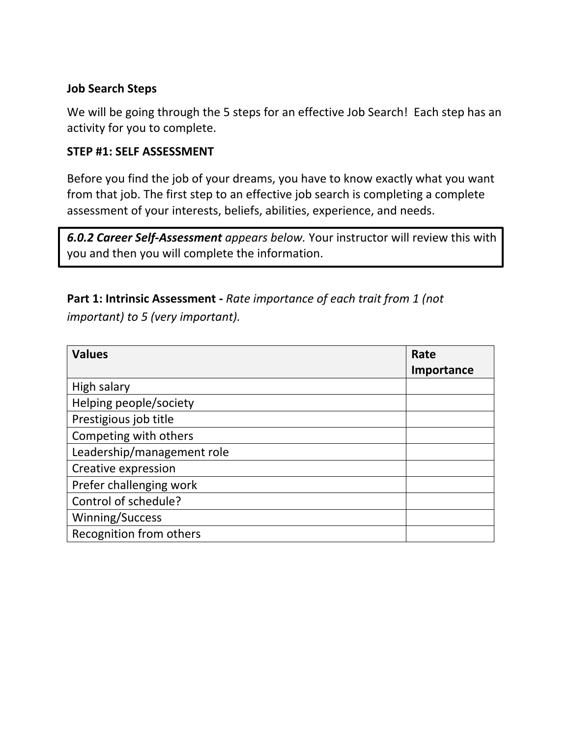**Job Search Steps**

We will be going through the 5 steps for an effective Job Search! Each step has an activity for you to complete.

**STEP #1: SELF ASSESSMENT**

Before you find the job of your dreams, you have to know exactly what you want from that job. The first step to an effective job search is completing a complete assessment of your interests, beliefs, abilities, experience, and needs.

> ***6.0.2 Career Self-Assessment*** *appears below.* Your instructor will review this with you and then you will complete the information.

**Part 1: Intrinsic Assessment -** *Rate importance of each trait from 1 (not important) to 5 (very important).*

| Values | Rate Importance |
|---|---|
| High salary | |
| Helping people/society | |
| Prestigious job title | |
| Competing with others | |
| Leadership/management role | |
| Creative expression | |
| Prefer challenging work | |
| Control of schedule? | |
| Winning/Success | |
| Recognition from others | |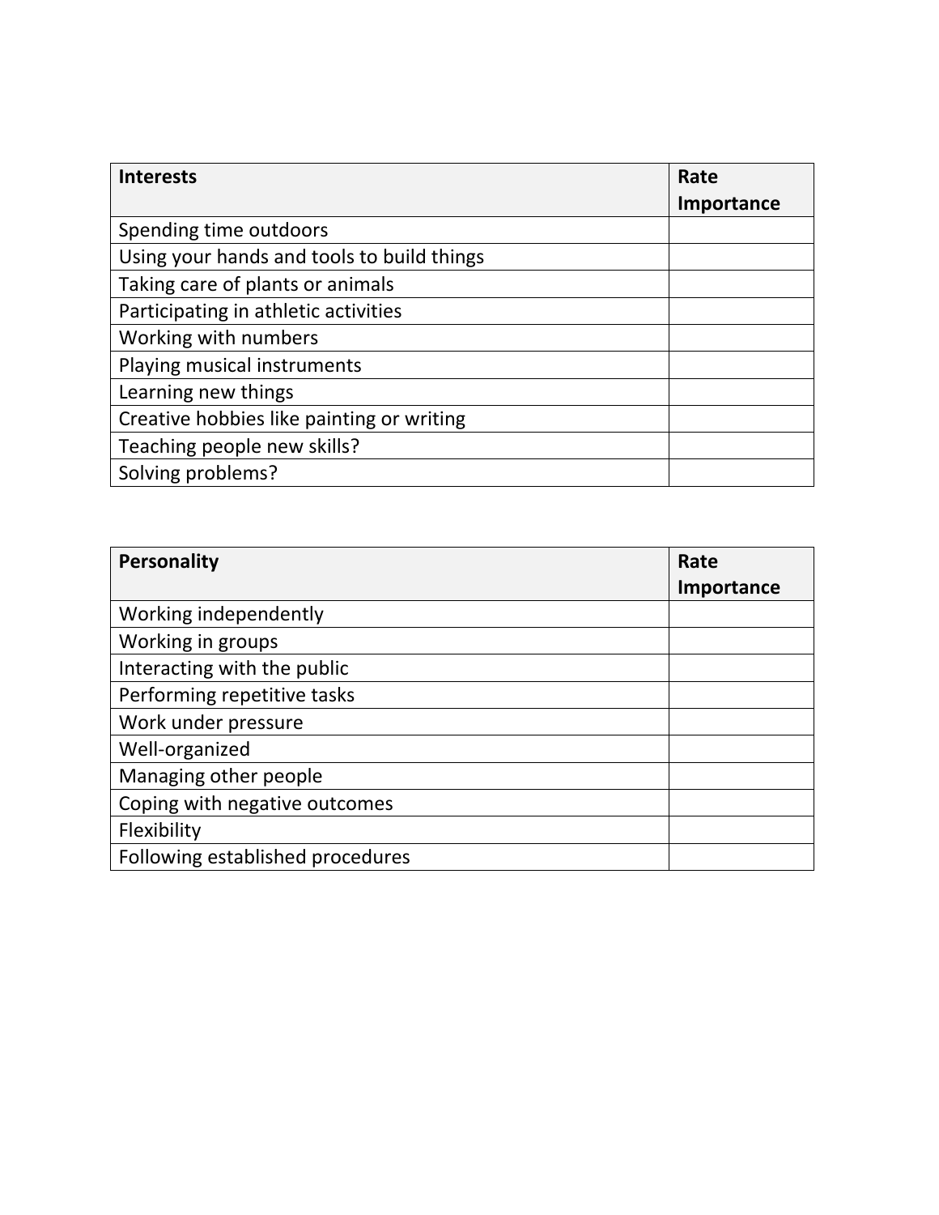| **Interests** | **Rate Importance** |
|---|---|
| Spending time outdoors | |
| Using your hands and tools to build things | |
| Taking care of plants or animals | |
| Participating in athletic activities | |
| Working with numbers | |
| Playing musical instruments | |
| Learning new things | |
| Creative hobbies like painting or writing | |
| Teaching people new skills? | |
| Solving problems? | |

| **Personality** | **Rate Importance** |
|---|---|
| Working independently | |
| Working in groups | |
| Interacting with the public | |
| Performing repetitive tasks | |
| Work under pressure | |
| Well-organized | |
| Managing other people | |
| Coping with negative outcomes | |
| Flexibility | |
| Following established procedures | |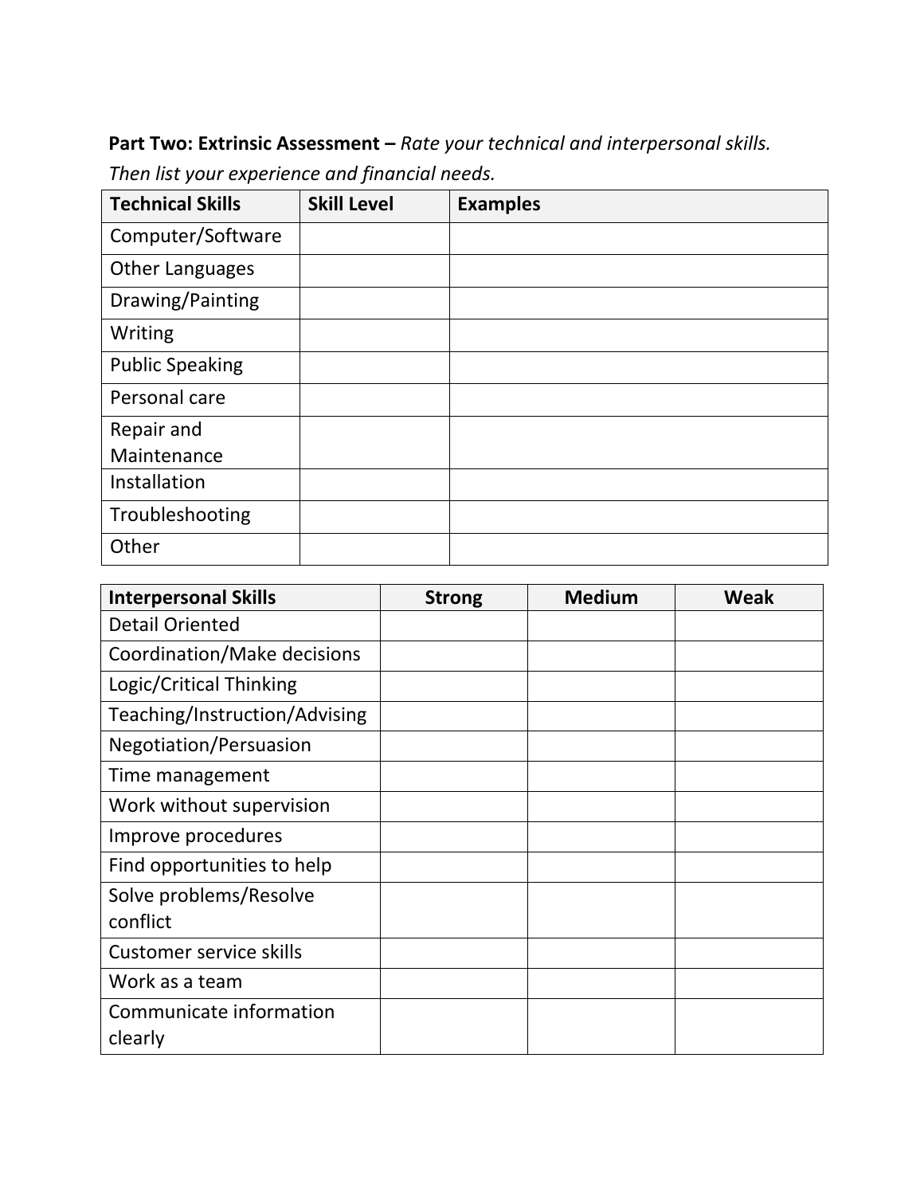**Part Two: Extrinsic Assessment –** *Rate your technical and interpersonal skills. Then list your experience and financial needs.*

| Technical Skills | Skill Level | Examples |
|---|---|---|
| Computer/Software | | |
| Other Languages | | |
| Drawing/Painting | | |
| Writing | | |
| Public Speaking | | |
| Personal care | | |
| Repair and Maintenance | | |
| Installation | | |
| Troubleshooting | | |
| Other | | |

| Interpersonal Skills | Strong | Medium | Weak |
|---|---|---|---|
| Detail Oriented | | | |
| Coordination/Make decisions | | | |
| Logic/Critical Thinking | | | |
| Teaching/Instruction/Advising | | | |
| Negotiation/Persuasion | | | |
| Time management | | | |
| Work without supervision | | | |
| Improve procedures | | | |
| Find opportunities to help | | | |
| Solve problems/Resolve conflict | | | |
| Customer service skills | | | |
| Work as a team | | | |
| Communicate information clearly | | | |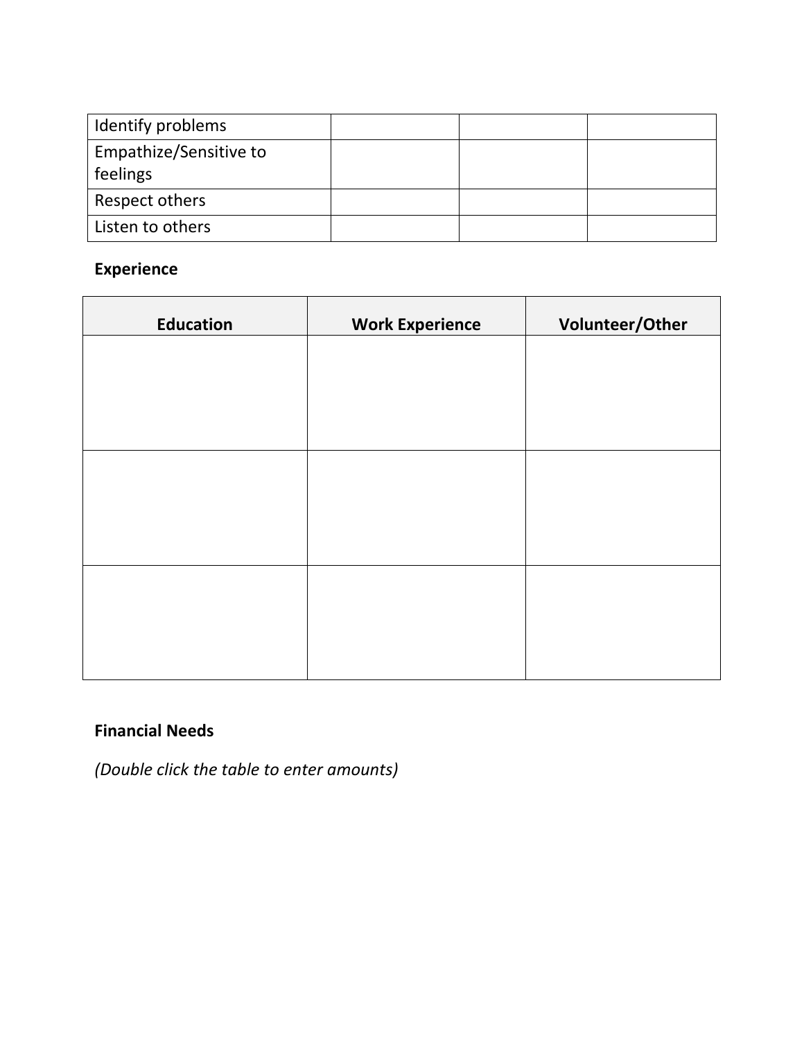| Identify problems | | | |
|---|---|---|---|
| Empathize/Sensitive to feelings | | | |
| Respect others | | | |
| Listen to others | | | |

**Experience**

| Education | Work Experience | Volunteer/Other |
|---|---|---|
| | | |
| | | |
| | | |

**Financial Needs**

*(Double click the table to enter amounts)*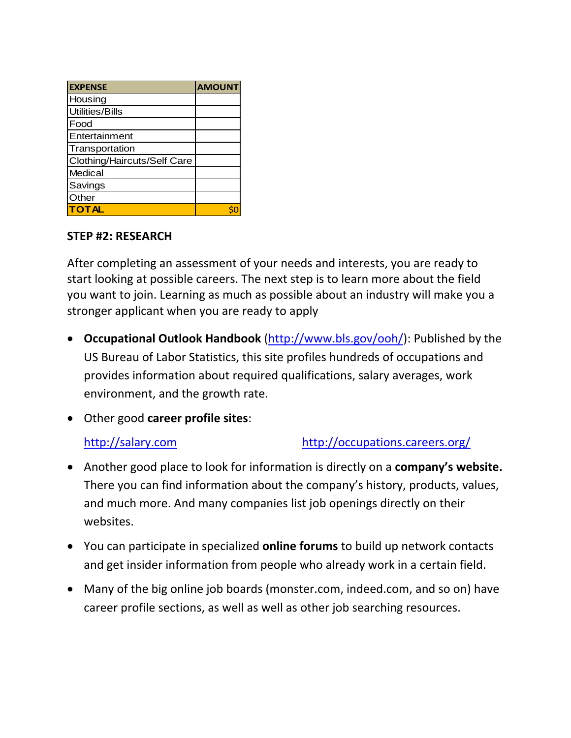| EXPENSE | AMOUNT |
| --- | --- |
| Housing | |
| Utilities/Bills | |
| Food | |
| Entertainment | |
| Transportation | |
| Clothing/Haircuts/Self Care | |
| Medical | |
| Savings | |
| Other | |
| TOTAL | $0 |

**STEP #2: RESEARCH**

After completing an assessment of your needs and interests, you are ready to start looking at possible careers. The next step is to learn more about the field you want to join. Learning as much as possible about an industry will make you a stronger applicant when you are ready to apply

- **Occupational Outlook Handbook** (http://www.bls.gov/ooh/): Published by the US Bureau of Labor Statistics, this site profiles hundreds of occupations and provides information about required qualifications, salary averages, work environment, and the growth rate.
- Other good **career profile sites**:

  http://salary.com http://occupations.careers.org/

- Another good place to look for information is directly on a **company's website.** There you can find information about the company's history, products, values, and much more. And many companies list job openings directly on their websites.
- You can participate in specialized **online forums** to build up network contacts and get insider information from people who already work in a certain field.
- Many of the big online job boards (monster.com, indeed.com, and so on) have career profile sections, as well as well as other job searching resources.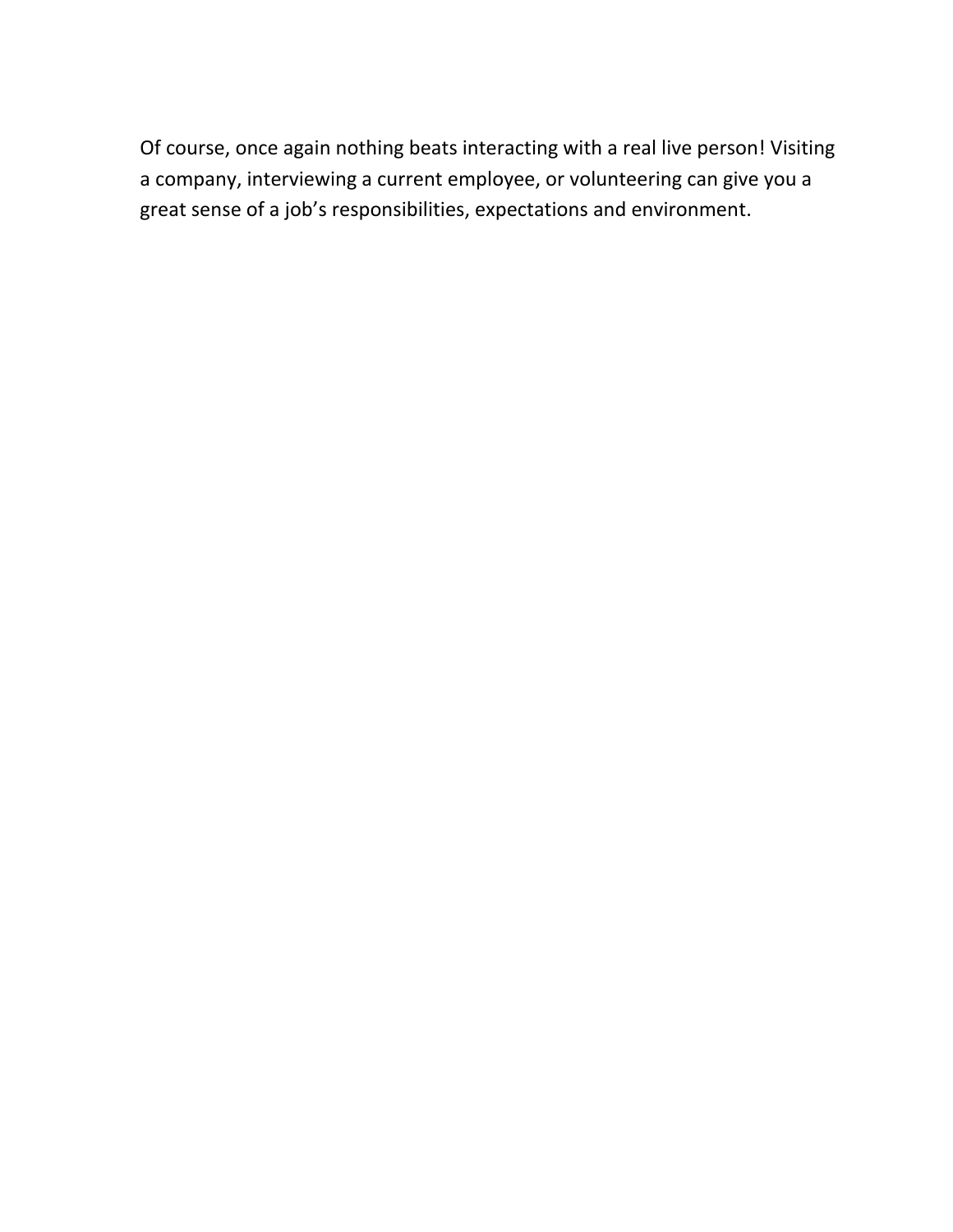Of course, once again nothing beats interacting with a real live person! Visiting a company, interviewing a current employee, or volunteering can give you a great sense of a job's responsibilities, expectations and environment.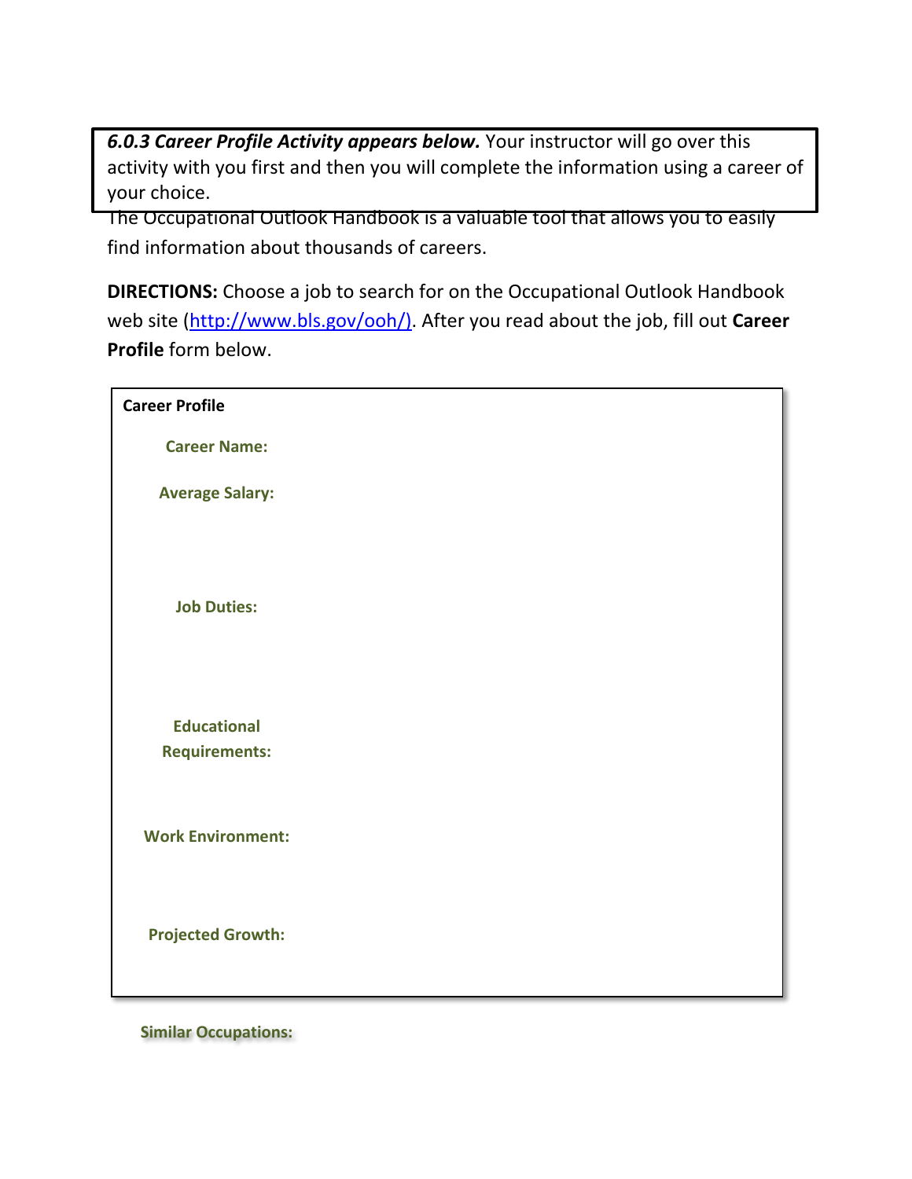***6.0.3 Career Profile Activity appears below.*** Your instructor will go over this activity with you first and then you will complete the information using a career of your choice.

The Occupational Outlook Handbook is a valuable tool that allows you to easily find information about thousands of careers.

**DIRECTIONS:** Choose a job to search for on the Occupational Outlook Handbook web site (http://www.bls.gov/ooh/). After you read about the job, fill out **Career Profile** form below.

**Career Profile**

**Career Name:**

**Average Salary:**

**Job Duties:**

**Educational Requirements:**

**Work Environment:**

**Projected Growth:**

**Similar Occupations:**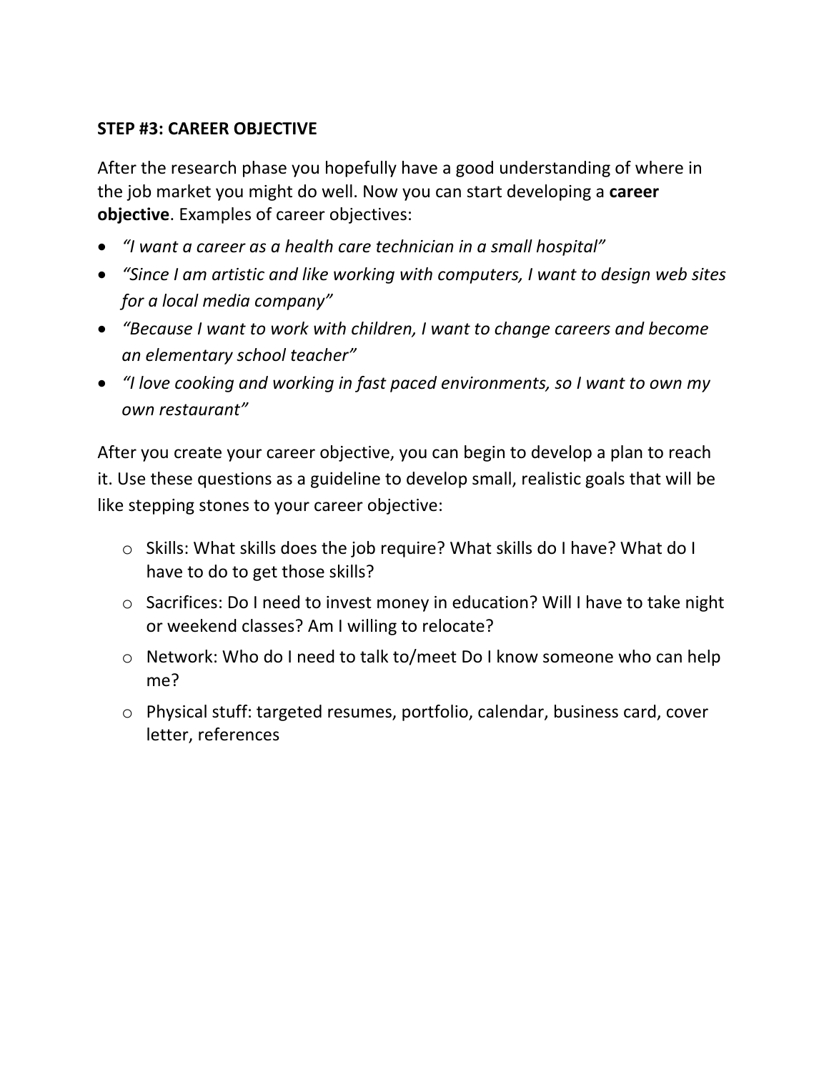### STEP #3: CAREER OBJECTIVE

After the research phase you hopefully have a good understanding of where in the job market you might do well. Now you can start developing a **career objective**. Examples of career objectives:

- *"I want a career as a health care technician in a small hospital"*
- *"Since I am artistic and like working with computers, I want to design web sites for a local media company"*
- *"Because I want to work with children, I want to change careers and become an elementary school teacher"*
- *"I love cooking and working in fast paced environments, so I want to own my own restaurant"*

After you create your career objective, you can begin to develop a plan to reach it. Use these questions as a guideline to develop small, realistic goals that will be like stepping stones to your career objective:

- Skills: What skills does the job require? What skills do I have? What do I have to do to get those skills?
- Sacrifices: Do I need to invest money in education? Will I have to take night or weekend classes? Am I willing to relocate?
- Network: Who do I need to talk to/meet Do I know someone who can help me?
- Physical stuff: targeted resumes, portfolio, calendar, business card, cover letter, references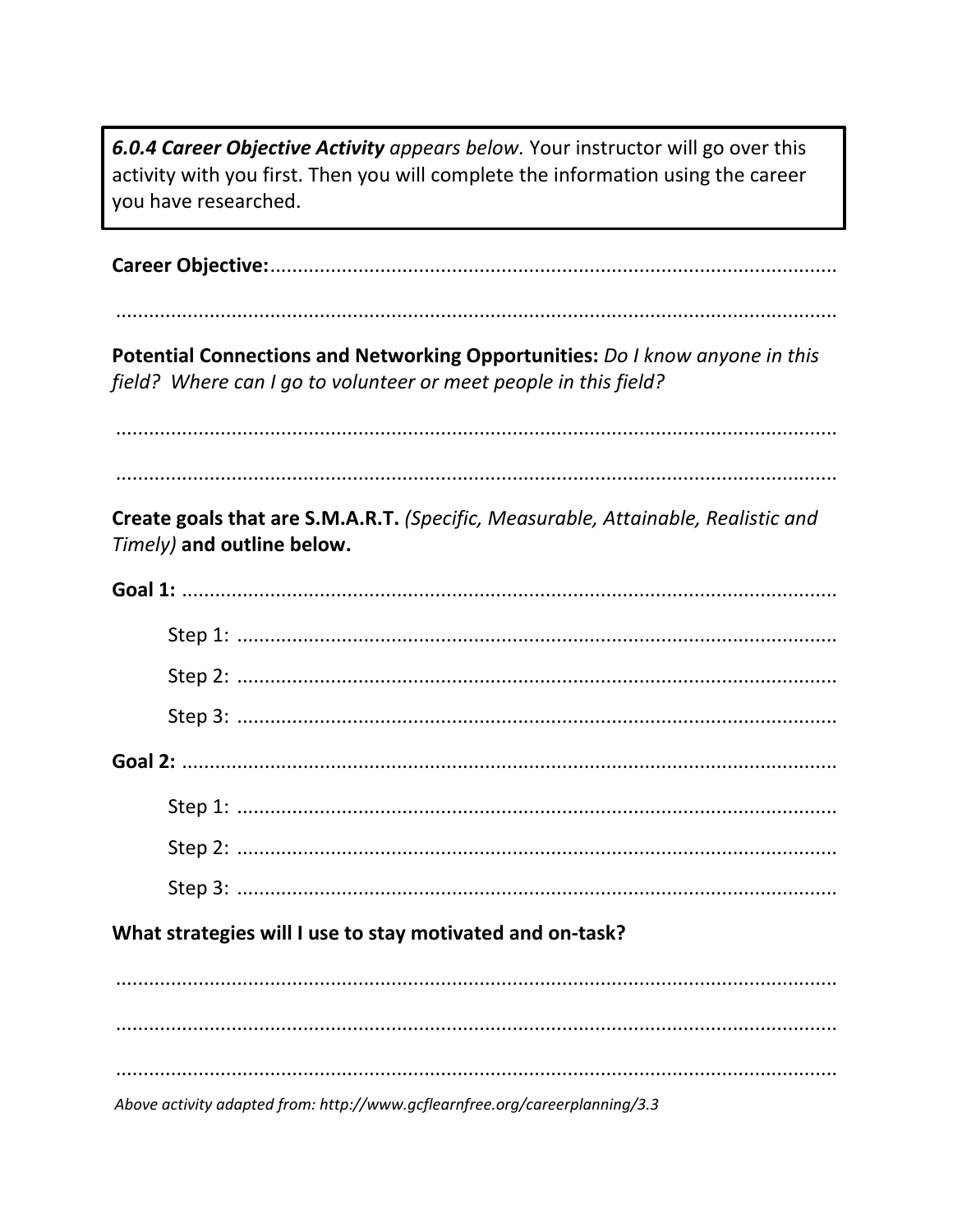***6.0.4 Career Objective Activity** appears below.* Your instructor will go over this activity with you first. Then you will complete the information using the career you have researched.

**Career Objective:**.......................................................................................................

.......................................................................................................................

**Potential Connections and Networking Opportunities:** *Do I know anyone in this field? Where can I go to volunteer or meet people in this field?*

.......................................................................................................................

.......................................................................................................................

**Create goals that are S.M.A.R.T.** *(Specific, Measurable, Attainable, Realistic and Timely)* **and outline below.**

**Goal 1:** .......................................................................................................

Step 1: ............................................................................................

Step 2: ............................................................................................

Step 3: ............................................................................................

**Goal 2:** .......................................................................................................

Step 1: ............................................................................................

Step 2: ............................................................................................

Step 3: ............................................................................................

**What strategies will I use to stay motivated and on-task?**

.......................................................................................................................

.......................................................................................................................

.......................................................................................................................

*Above activity adapted from: http://www.gcflearnfree.org/careerplanning/3.3*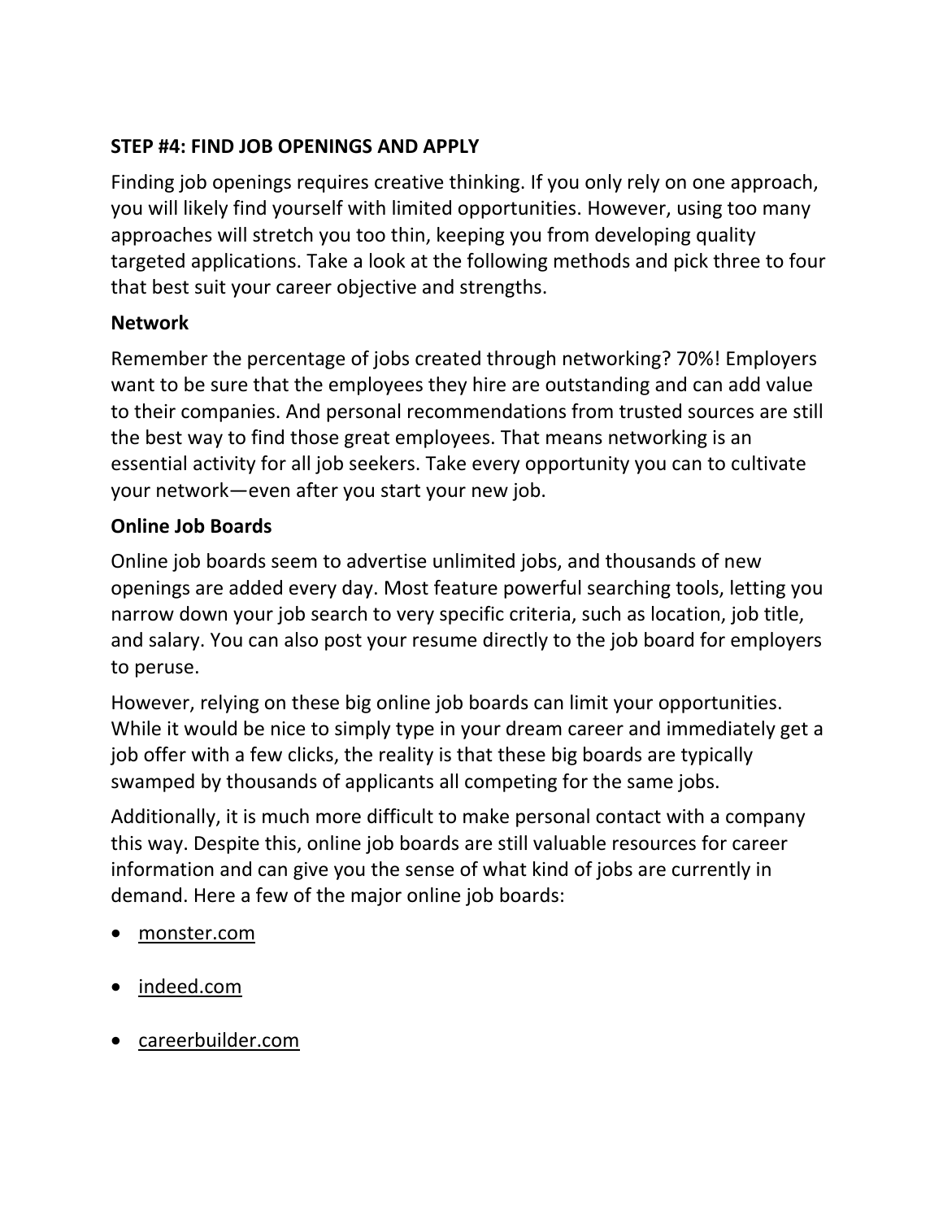## STEP #4: FIND JOB OPENINGS AND APPLY

Finding job openings requires creative thinking. If you only rely on one approach, you will likely find yourself with limited opportunities. However, using too many approaches will stretch you too thin, keeping you from developing quality targeted applications. Take a look at the following methods and pick three to four that best suit your career objective and strengths.

### Network

Remember the percentage of jobs created through networking? 70%! Employers want to be sure that the employees they hire are outstanding and can add value to their companies. And personal recommendations from trusted sources are still the best way to find those great employees. That means networking is an essential activity for all job seekers. Take every opportunity you can to cultivate your network—even after you start your new job.

### Online Job Boards

Online job boards seem to advertise unlimited jobs, and thousands of new openings are added every day. Most feature powerful searching tools, letting you narrow down your job search to very specific criteria, such as location, job title, and salary. You can also post your resume directly to the job board for employers to peruse.

However, relying on these big online job boards can limit your opportunities. While it would be nice to simply type in your dream career and immediately get a job offer with a few clicks, the reality is that these big boards are typically swamped by thousands of applicants all competing for the same jobs.

Additionally, it is much more difficult to make personal contact with a company this way. Despite this, online job boards are still valuable resources for career information and can give you the sense of what kind of jobs are currently in demand. Here a few of the major online job boards:

- monster.com
- indeed.com
- careerbuilder.com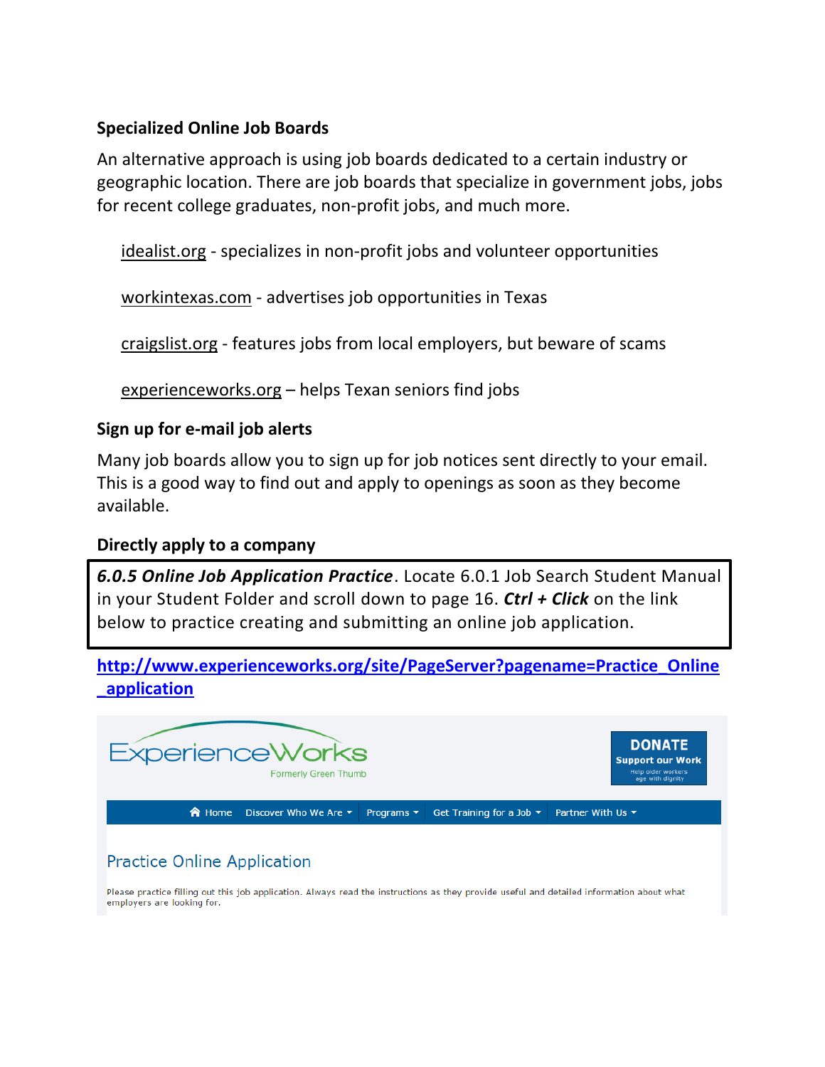### Specialized Online Job Boards

An alternative approach is using job boards dedicated to a certain industry or geographic location. There are job boards that specialize in government jobs, jobs for recent college graduates, non-profit jobs, and much more.

idealist.org - specializes in non-profit jobs and volunteer opportunities

workintexas.com - advertises job opportunities in Texas

craigslist.org - features jobs from local employers, but beware of scams

experienceworks.org – helps Texan seniors find jobs

### Sign up for e-mail job alerts

Many job boards allow you to sign up for job notices sent directly to your email. This is a good way to find out and apply to openings as soon as they become available.

### Directly apply to a company

***6.0.5 Online Job Application Practice***. Locate 6.0.1 Job Search Student Manual in your Student Folder and scroll down to page 16. ***Ctrl + Click*** on the link below to practice creating and submitting an online job application.

**http://www.experienceworks.org/site/PageServer?pagename=Practice_Online_application**

ExperienceWorks
Formerly Green Thumb

DONATE
Support our Work
Help older workers age with dignity

Home | Discover Who We Are | Programs | Get Training for a Job | Partner With Us

Practice Online Application

Please practice filling out this job application. Always read the instructions as they provide useful and detailed information about what employers are looking for.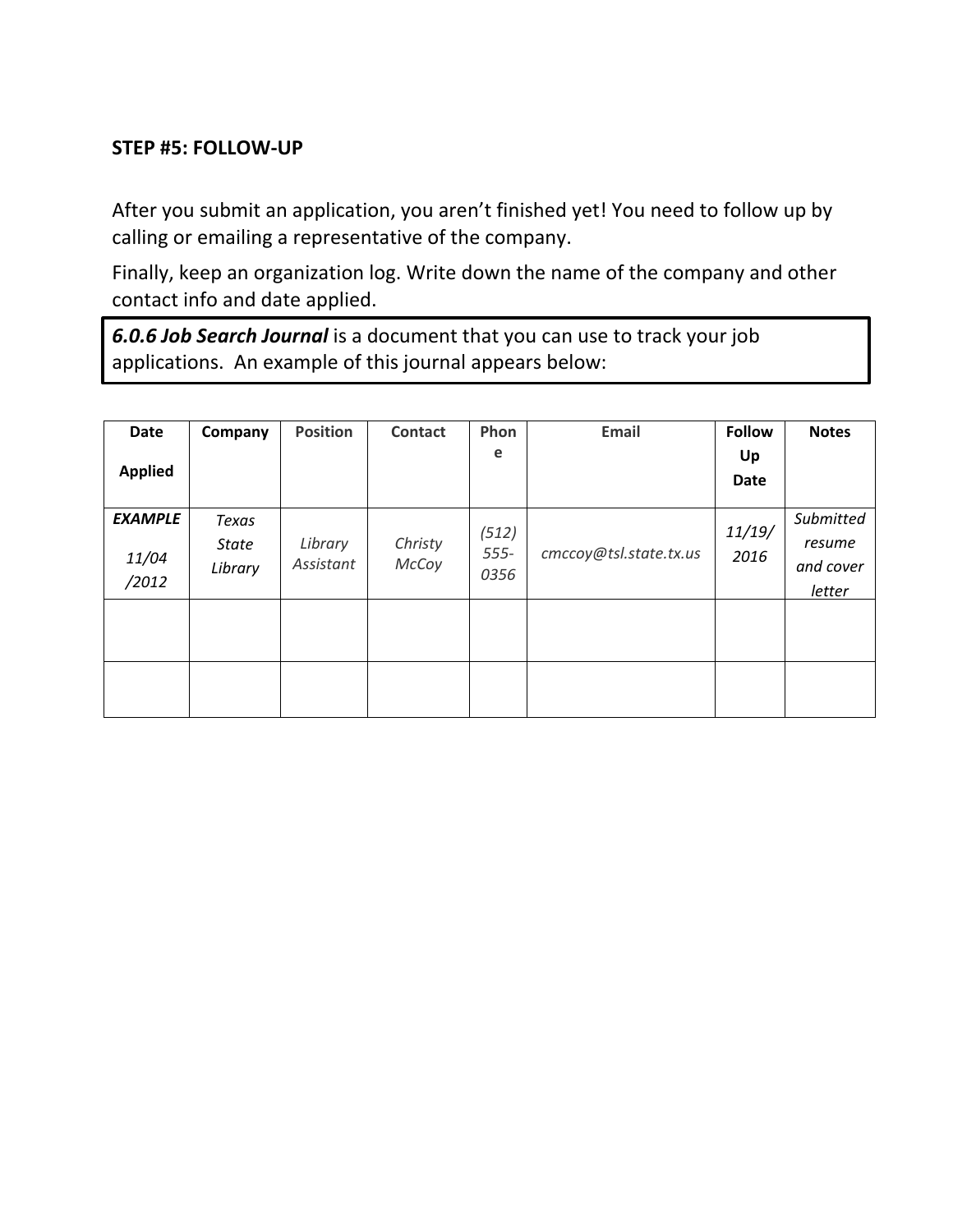**STEP #5: FOLLOW-UP**

After you submit an application, you aren't finished yet! You need to follow up by calling or emailing a representative of the company.

Finally, keep an organization log. Write down the name of the company and other contact info and date applied.

***6.0.6 Job Search Journal*** is a document that you can use to track your job applications. An example of this journal appears below:

| Date Applied | Company | Position | Contact | Phone | Email | Follow Up Date | Notes |
|---|---|---|---|---|---|---|---|
| ***EXAMPLE*** *11/04/2012* | *Texas State Library* | *Library Assistant* | *Christy McCoy* | *(512) 555-0356* | *cmccoy@tsl.state.tx.us* | *11/19/2016* | *Submitted resume and cover letter* |
| | | | | | | | |
| | | | | | | | |